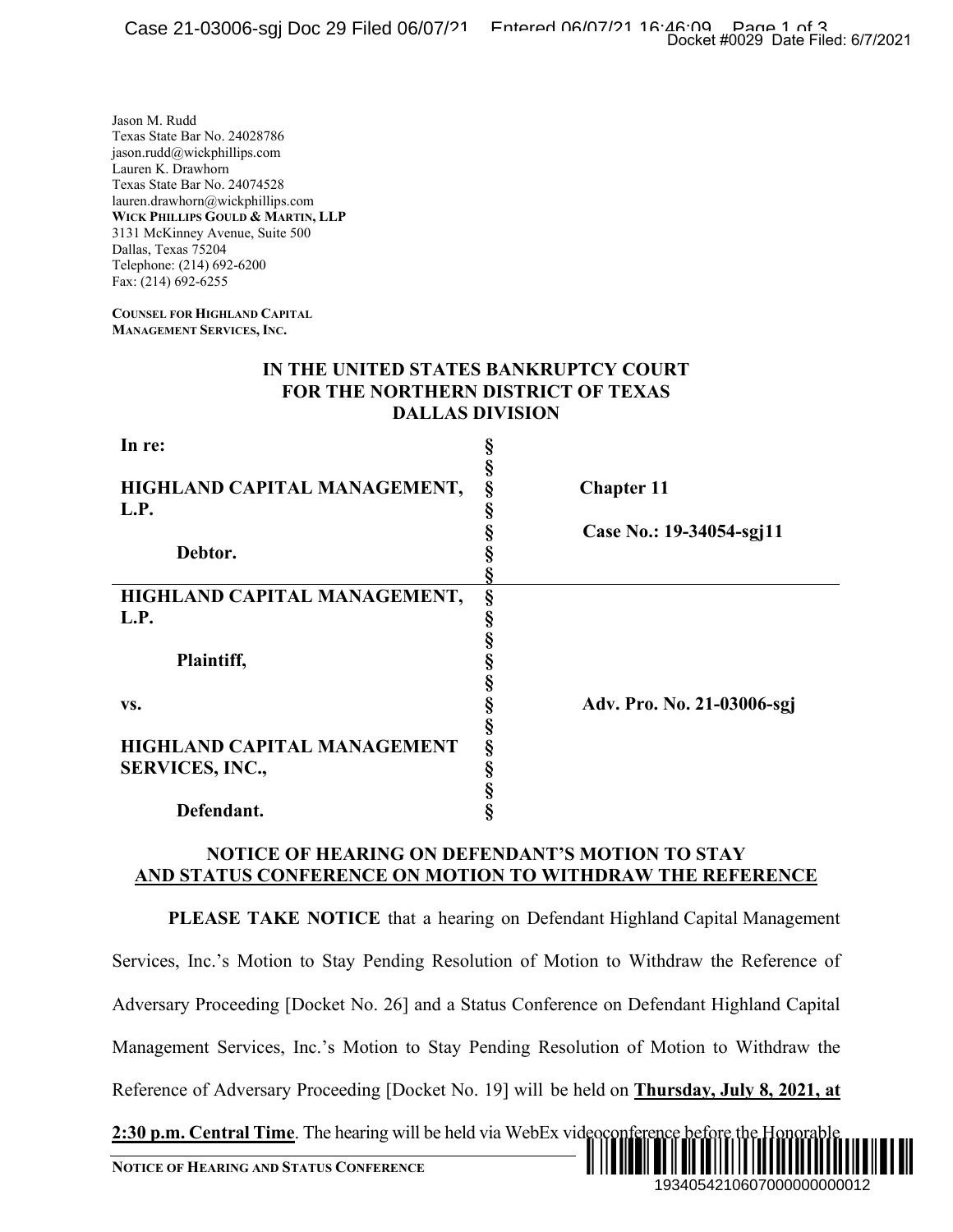Jason M. Rudd
Texas State Bar No. 24028786
jason.rudd@wickphillips.com
Lauren K. Drawhorn
Texas State Bar No. 24074528
lauren.drawhorn@wickphillips.com
**WICK PHILLIPS GOULD & MARTIN, LLP**
3131 McKinney Avenue, Suite 500
Dallas, Texas 75204
Telephone: (214) 692-6200
Fax: (214) 692-6255

**COUNSEL FOR HIGHLAND CAPITAL MANAGEMENT SERVICES, INC.**

**IN THE UNITED STATES BANKRUPTCY COURT**
**FOR THE NORTHERN DISTRICT OF TEXAS**
**DALLAS DIVISION**

| | | |
|---|---|---|
| **In re:** | § | |
| | § | |
| **HIGHLAND CAPITAL MANAGEMENT, L.P.** | § | **Chapter 11** |
| | § | **Case No.: 19-34054-sgj11** |
| **Debtor.** | § | |
| **HIGHLAND CAPITAL MANAGEMENT, L.P.** | § | |
| **Plaintiff,** | § | |
| **vs.** | § | **Adv. Pro. No. 21-03006-sgj** |
| **HIGHLAND CAPITAL MANAGEMENT SERVICES, INC.,** | § | |
| **Defendant.** | § | |

**NOTICE OF HEARING ON DEFENDANT'S MOTION TO STAY AND STATUS CONFERENCE ON MOTION TO WITHDRAW THE REFERENCE**

**PLEASE TAKE NOTICE** that a hearing on Defendant Highland Capital Management Services, Inc.'s Motion to Stay Pending Resolution of Motion to Withdraw the Reference of Adversary Proceeding [Docket No. 26] and a Status Conference on Defendant Highland Capital Management Services, Inc.'s Motion to Stay Pending Resolution of Motion to Withdraw the Reference of Adversary Proceeding [Docket No. 19] will be held on **Thursday, July 8, 2021, at 2:30 p.m. Central Time**. The hearing will be held via WebEx videoconference before the Honorable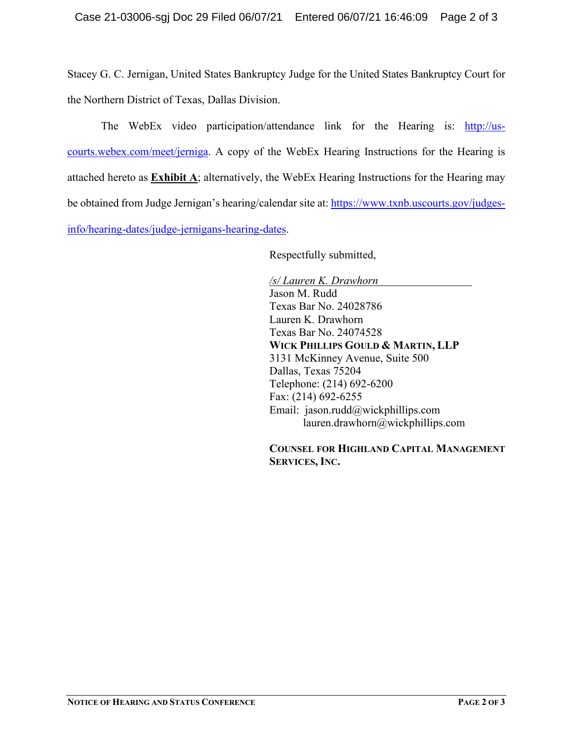Stacey G. C. Jernigan, United States Bankruptcy Judge for the United States Bankruptcy Court for the Northern District of Texas, Dallas Division.

The WebEx video participation/attendance link for the Hearing is: http://us-courts.webex.com/meet/jerniga. A copy of the WebEx Hearing Instructions for the Hearing is attached hereto as **Exhibit A**; alternatively, the WebEx Hearing Instructions for the Hearing may be obtained from Judge Jernigan's hearing/calendar site at: https://www.txnb.uscourts.gov/judges-info/hearing-dates/judge-jernigans-hearing-dates.

Respectfully submitted,

*/s/ Lauren K. Drawhorn*
Jason M. Rudd
Texas Bar No. 24028786
Lauren K. Drawhorn
Texas Bar No. 24074528
**WICK PHILLIPS GOULD & MARTIN, LLP**
3131 McKinney Avenue, Suite 500
Dallas, Texas 75204
Telephone: (214) 692-6200
Fax: (214) 692-6255
Email: jason.rudd@wickphillips.com
lauren.drawhorn@wickphillips.com

**COUNSEL FOR HIGHLAND CAPITAL MANAGEMENT SERVICES, INC.**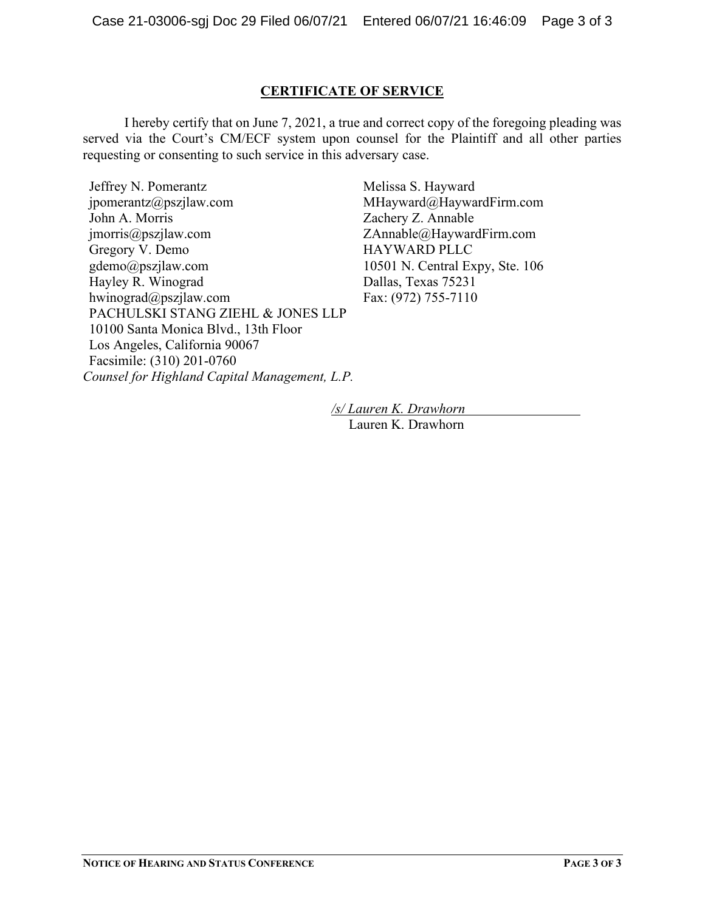## CERTIFICATE OF SERVICE

I hereby certify that on June 7, 2021, a true and correct copy of the foregoing pleading was served via the Court's CM/ECF system upon counsel for the Plaintiff and all other parties requesting or consenting to such service in this adversary case.

Jeffrey N. Pomerantz
jpomerantz@pszjlaw.com
John A. Morris
jmorris@pszjlaw.com
Gregory V. Demo
gdemo@pszjlaw.com
Hayley R. Winograd
hwinograd@pszjlaw.com
PACHULSKI STANG ZIEHL & JONES LLP
10100 Santa Monica Blvd., 13th Floor
Los Angeles, California 90067
Facsimile: (310) 201-0760
*Counsel for Highland Capital Management, L.P.*

Melissa S. Hayward
MHayward@HaywardFirm.com
Zachery Z. Annable
ZAnnable@HaywardFirm.com
HAYWARD PLLC
10501 N. Central Expy, Ste. 106
Dallas, Texas 75231
Fax: (972) 755-7110

*/s/ Lauren K. Drawhorn*
Lauren K. Drawhorn